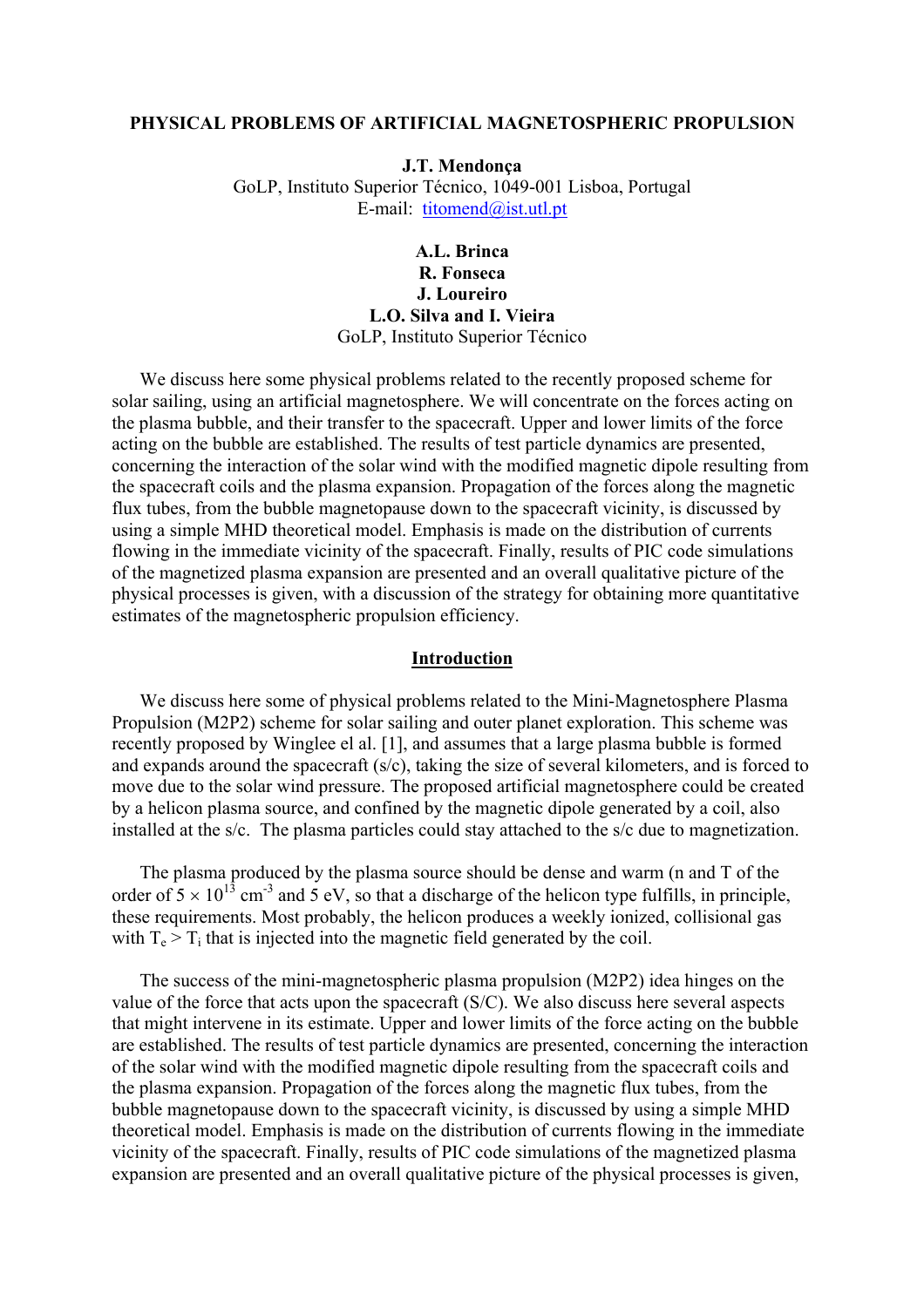# PHYSICAL PROBLEMS OF ARTIFICIAL MAGNETOSPHERIC PROPULSION

**J.T. Mendonça**
GoLP, Instituto Superior Técnico, 1049-001 Lisboa, Portugal
E-mail: titomend@ist.utl.pt

**A.L. Brinca**
**R. Fonseca**
**J. Loureiro**
**L.O. Silva and I. Vieira**
GoLP, Instituto Superior Técnico

We discuss here some physical problems related to the recently proposed scheme for solar sailing, using an artificial magnetosphere. We will concentrate on the forces acting on the plasma bubble, and their transfer to the spacecraft. Upper and lower limits of the force acting on the bubble are established. The results of test particle dynamics are presented, concerning the interaction of the solar wind with the modified magnetic dipole resulting from the spacecraft coils and the plasma expansion. Propagation of the forces along the magnetic flux tubes, from the bubble magnetopause down to the spacecraft vicinity, is discussed by using a simple MHD theoretical model. Emphasis is made on the distribution of currents flowing in the immediate vicinity of the spacecraft. Finally, results of PIC code simulations of the magnetized plasma expansion are presented and an overall qualitative picture of the physical processes is given, with a discussion of the strategy for obtaining more quantitative estimates of the magnetospheric propulsion efficiency.

## Introduction

We discuss here some of physical problems related to the Mini-Magnetosphere Plasma Propulsion (M2P2) scheme for solar sailing and outer planet exploration. This scheme was recently proposed by Winglee el al. [1], and assumes that a large plasma bubble is formed and expands around the spacecraft (s/c), taking the size of several kilometers, and is forced to move due to the solar wind pressure. The proposed artificial magnetosphere could be created by a helicon plasma source, and confined by the magnetic dipole generated by a coil, also installed at the s/c. The plasma particles could stay attached to the s/c due to magnetization.

The plasma produced by the plasma source should be dense and warm (n and T of the order of $5 \times 10^{13}$ cm$^{-3}$ and 5 eV, so that a discharge of the helicon type fulfills, in principle, these requirements. Most probably, the helicon produces a weekly ionized, collisional gas with $T_e > T_i$ that is injected into the magnetic field generated by the coil.

The success of the mini-magnetospheric plasma propulsion (M2P2) idea hinges on the value of the force that acts upon the spacecraft (S/C). We also discuss here several aspects that might intervene in its estimate. Upper and lower limits of the force acting on the bubble are established. The results of test particle dynamics are presented, concerning the interaction of the solar wind with the modified magnetic dipole resulting from the spacecraft coils and the plasma expansion. Propagation of the forces along the magnetic flux tubes, from the bubble magnetopause down to the spacecraft vicinity, is discussed by using a simple MHD theoretical model. Emphasis is made on the distribution of currents flowing in the immediate vicinity of the spacecraft. Finally, results of PIC code simulations of the magnetized plasma expansion are presented and an overall qualitative picture of the physical processes is given,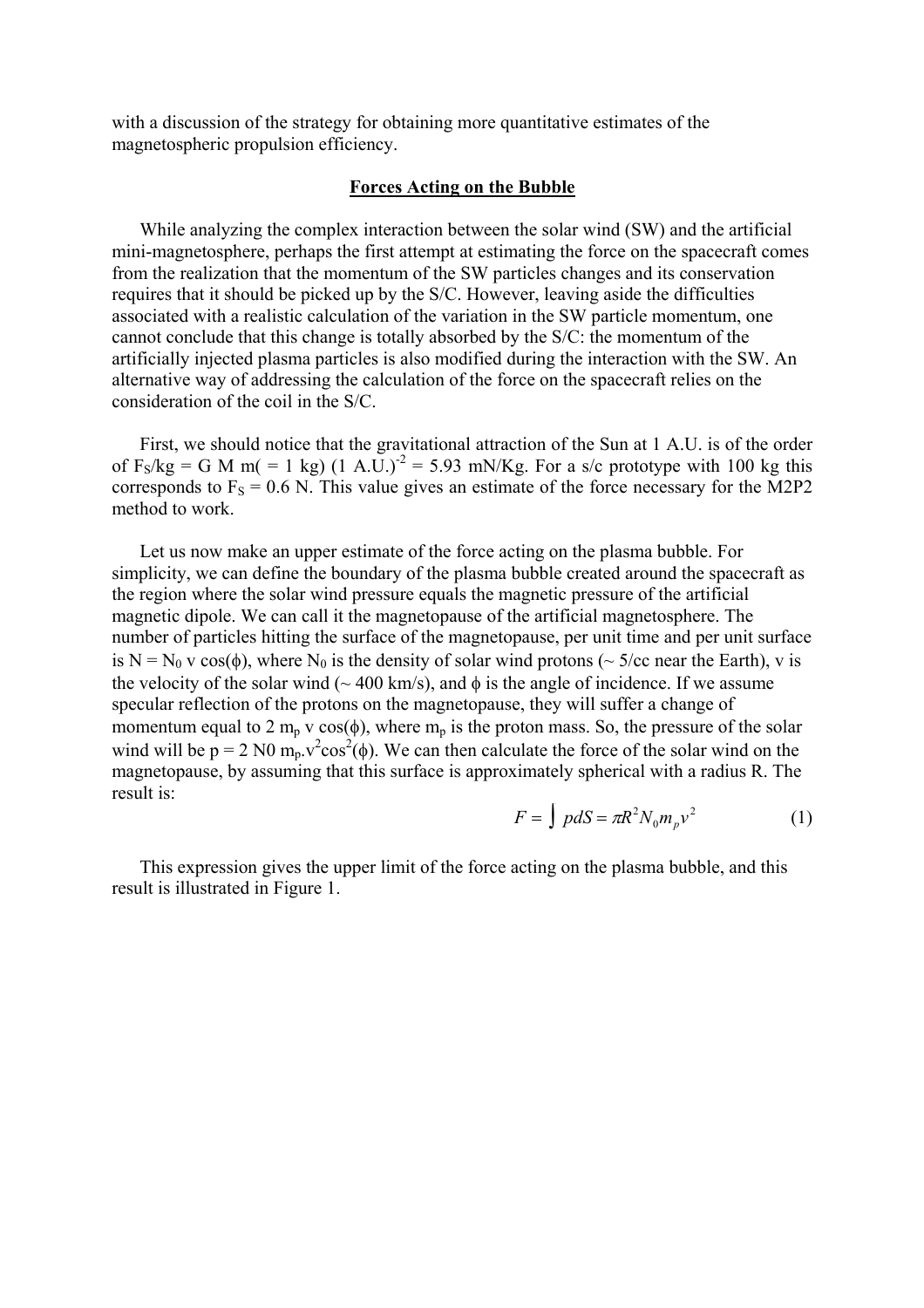with a discussion of the strategy for obtaining more quantitative estimates of the magnetospheric propulsion efficiency.

## Forces Acting on the Bubble

While analyzing the complex interaction between the solar wind (SW) and the artificial mini-magnetosphere, perhaps the first attempt at estimating the force on the spacecraft comes from the realization that the momentum of the SW particles changes and its conservation requires that it should be picked up by the S/C. However, leaving aside the difficulties associated with a realistic calculation of the variation in the SW particle momentum, one cannot conclude that this change is totally absorbed by the S/C: the momentum of the artificially injected plasma particles is also modified during the interaction with the SW. An alternative way of addressing the calculation of the force on the spacecraft relies on the consideration of the coil in the S/C.

First, we should notice that the gravitational attraction of the Sun at 1 A.U. is of the order of $F_S$/kg = G M m( = 1 kg) (1 A.U.)$^{-2}$ = 5.93 mN/Kg. For a s/c prototype with 100 kg this corresponds to $F_S$ = 0.6 N. This value gives an estimate of the force necessary for the M2P2 method to work.

Let us now make an upper estimate of the force acting on the plasma bubble. For simplicity, we can define the boundary of the plasma bubble created around the spacecraft as the region where the solar wind pressure equals the magnetic pressure of the artificial magnetic dipole. We can call it the magnetopause of the artificial magnetosphere. The number of particles hitting the surface of the magnetopause, per unit time and per unit surface is $N = N_0 v \cos(\phi)$, where $N_0$ is the density of solar wind protons (~ 5/cc near the Earth), v is the velocity of the solar wind (~ 400 km/s), and $\phi$ is the angle of incidence. If we assume specular reflection of the protons on the magnetopause, they will suffer a change of momentum equal to $2 m_p v \cos(\phi)$, where $m_p$ is the proton mass. So, the pressure of the solar wind will be $p = 2 N0\, m_p.v^2\cos^2(\phi)$. We can then calculate the force of the solar wind on the magnetopause, by assuming that this surface is approximately spherical with a radius R. The result is:

$$F = \int p dS = \pi R^2 N_0 m_p v^2 \tag{1}$$

This expression gives the upper limit of the force acting on the plasma bubble, and this result is illustrated in Figure 1.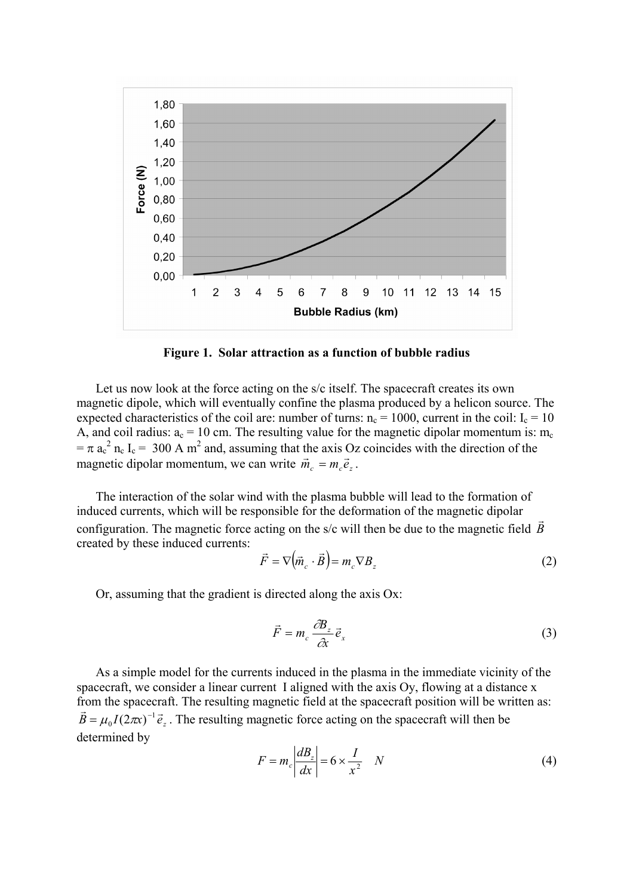**Figure 1. Solar attraction as a function of bubble radius**

Let us now look at the force acting on the s/c itself. The spacecraft creates its own magnetic dipole, which will eventually confine the plasma produced by a helicon source. The expected characteristics of the coil are: number of turns: $n_c = 1000$, current in the coil: $I_c = 10$ A, and coil radius: $a_c = 10$ cm. The resulting value for the magnetic dipolar momentum is: $m_c = \pi a_c^2 n_c I_c = 300$ A m$^2$ and, assuming that the axis Oz coincides with the direction of the magnetic dipolar momentum, we can write $\vec{m}_c = m_c \vec{e}_z$.

The interaction of the solar wind with the plasma bubble will lead to the formation of induced currents, which will be responsible for the deformation of the magnetic dipolar configuration. The magnetic force acting on the s/c will then be due to the magnetic field $\vec{B}$ created by these induced currents:

$$\vec{F} = \nabla\left(\vec{m}_c \cdot \vec{B}\right) = m_c \nabla B_z \tag{2}$$

Or, assuming that the gradient is directed along the axis Ox:

$$\vec{F} = m_c \frac{\partial B_z}{\partial x} \vec{e}_x \tag{3}$$

As a simple model for the currents induced in the plasma in the immediate vicinity of the spacecraft, we consider a linear current I aligned with the axis Oy, flowing at a distance x from the spacecraft. The resulting magnetic field at the spacecraft position will be written as: $\vec{B} = \mu_0 I (2\pi x)^{-1} \vec{e}_z$. The resulting magnetic force acting on the spacecraft will then be determined by

$$F = m_c \left| \frac{dB_z}{dx} \right| = 6 \times \frac{I}{x^2} \quad N \tag{4}$$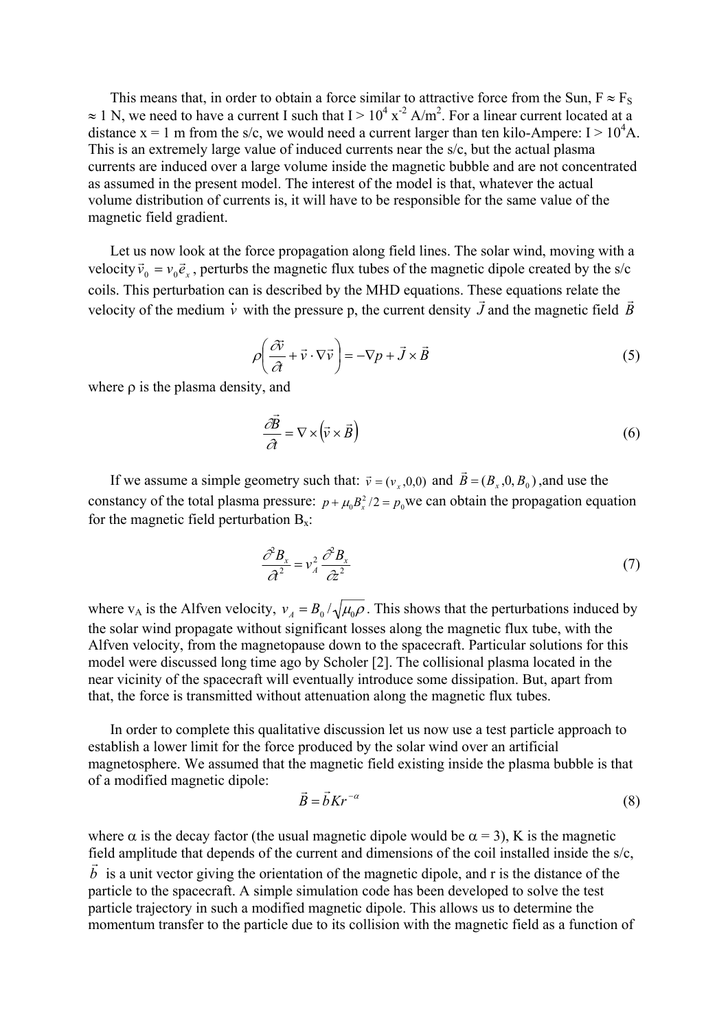This means that, in order to obtain a force similar to attractive force from the Sun, $F \approx F_S \approx 1$ N, we need to have a current I such that $I > 10^4 x^{-2}$ A/m$^2$. For a linear current located at a distance x = 1 m from the s/c, we would need a current larger than ten kilo-Ampere: $I > 10^4$A. This is an extremely large value of induced currents near the s/c, but the actual plasma currents are induced over a large volume inside the magnetic bubble and are not concentrated as assumed in the present model. The interest of the model is that, whatever the actual volume distribution of currents is, it will have to be responsible for the same value of the magnetic field gradient.

Let us now look at the force propagation along field lines. The solar wind, moving with a velocity $\vec{v}_0 = v_0 \vec{e}_x$, perturbs the magnetic flux tubes of the magnetic dipole created by the s/c coils. This perturbation can is described by the MHD equations. These equations relate the velocity of the medium $\dot{v}$ with the pressure p, the current density $\vec{J}$ and the magnetic field $\vec{B}$

$$\rho\left(\frac{\partial \vec{v}}{\partial t} + \vec{v} \cdot \nabla \vec{v}\right) = -\nabla p + \vec{J} \times \vec{B} \tag{5}$$

where ρ is the plasma density, and

$$\frac{\partial \vec{B}}{\partial t} = \nabla \times \left(\vec{v} \times \vec{B}\right) \tag{6}$$

If we assume a simple geometry such that: $\vec{v} = (v_x, 0, 0)$ and $\vec{B} = (B_x, 0, B_0)$ ,and use the constancy of the total plasma pressure: $p + \mu_0 B_x^2/2 = p_0$we can obtain the propagation equation for the magnetic field perturbation $B_x$:

$$\frac{\partial^2 B_x}{\partial t^2} = v_A^2 \frac{\partial^2 B_x}{\partial z^2} \tag{7}$$

where $v_A$ is the Alfven velocity, $v_A = B_0/\sqrt{\mu_0 \rho}$. This shows that the perturbations induced by the solar wind propagate without significant losses along the magnetic flux tube, with the Alfven velocity, from the magnetopause down to the spacecraft. Particular solutions for this model were discussed long time ago by Scholer [2]. The collisional plasma located in the near vicinity of the spacecraft will eventually introduce some dissipation. But, apart from that, the force is transmitted without attenuation along the magnetic flux tubes.

In order to complete this qualitative discussion let us now use a test particle approach to establish a lower limit for the force produced by the solar wind over an artificial magnetosphere. We assumed that the magnetic field existing inside the plasma bubble is that of a modified magnetic dipole:

$$\vec{B} = \vec{b} K r^{-\alpha} \tag{8}$$

where α is the decay factor (the usual magnetic dipole would be α = 3), K is the magnetic field amplitude that depends of the current and dimensions of the coil installed inside the s/c, $\vec{b}$ is a unit vector giving the orientation of the magnetic dipole, and r is the distance of the particle to the spacecraft. A simple simulation code has been developed to solve the test particle trajectory in such a modified magnetic dipole. This allows us to determine the momentum transfer to the particle due to its collision with the magnetic field as a function of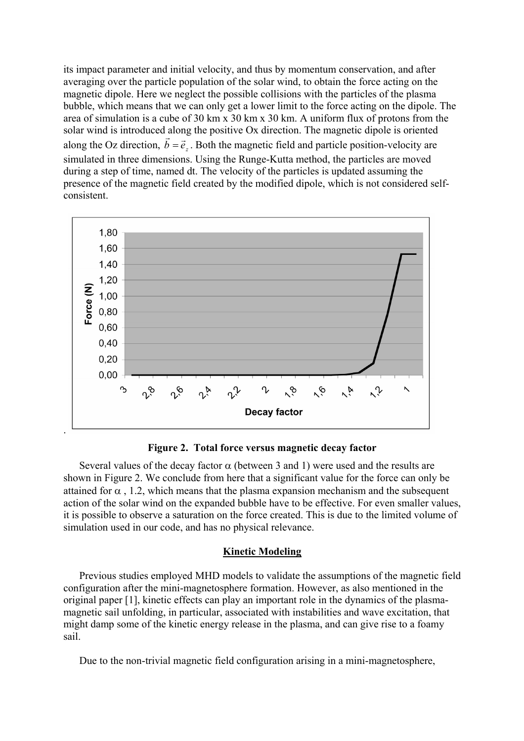its impact parameter and initial velocity, and thus by momentum conservation, and after averaging over the particle population of the solar wind, to obtain the force acting on the magnetic dipole. Here we neglect the possible collisions with the particles of the plasma bubble, which means that we can only get a lower limit to the force acting on the dipole. The area of simulation is a cube of 30 km x 30 km x 30 km. A uniform flux of protons from the solar wind is introduced along the positive Ox direction. The magnetic dipole is oriented along the Oz direction, $\vec{b} = \vec{e}_z$. Both the magnetic field and particle position-velocity are simulated in three dimensions. Using the Runge-Kutta method, the particles are moved during a step of time, named dt. The velocity of the particles is updated assuming the presence of the magnetic field created by the modified dipole, which is not considered self-consistent.

**Figure 2. Total force versus magnetic decay factor**

Several values of the decay factor $\alpha$ (between 3 and 1) were used and the results are shown in Figure 2. We conclude from here that a significant value for the force can only be attained for $\alpha$ , 1.2, which means that the plasma expansion mechanism and the subsequent action of the solar wind on the expanded bubble have to be effective. For even smaller values, it is possible to observe a saturation on the force created. This is due to the limited volume of simulation used in our code, and has no physical relevance.

## Kinetic Modeling

Previous studies employed MHD models to validate the assumptions of the magnetic field configuration after the mini-magnetosphere formation. However, as also mentioned in the original paper [1], kinetic effects can play an important role in the dynamics of the plasma-magnetic sail unfolding, in particular, associated with instabilities and wave excitation, that might damp some of the kinetic energy release in the plasma, and can give rise to a foamy sail.

Due to the non-trivial magnetic field configuration arising in a mini-magnetosphere,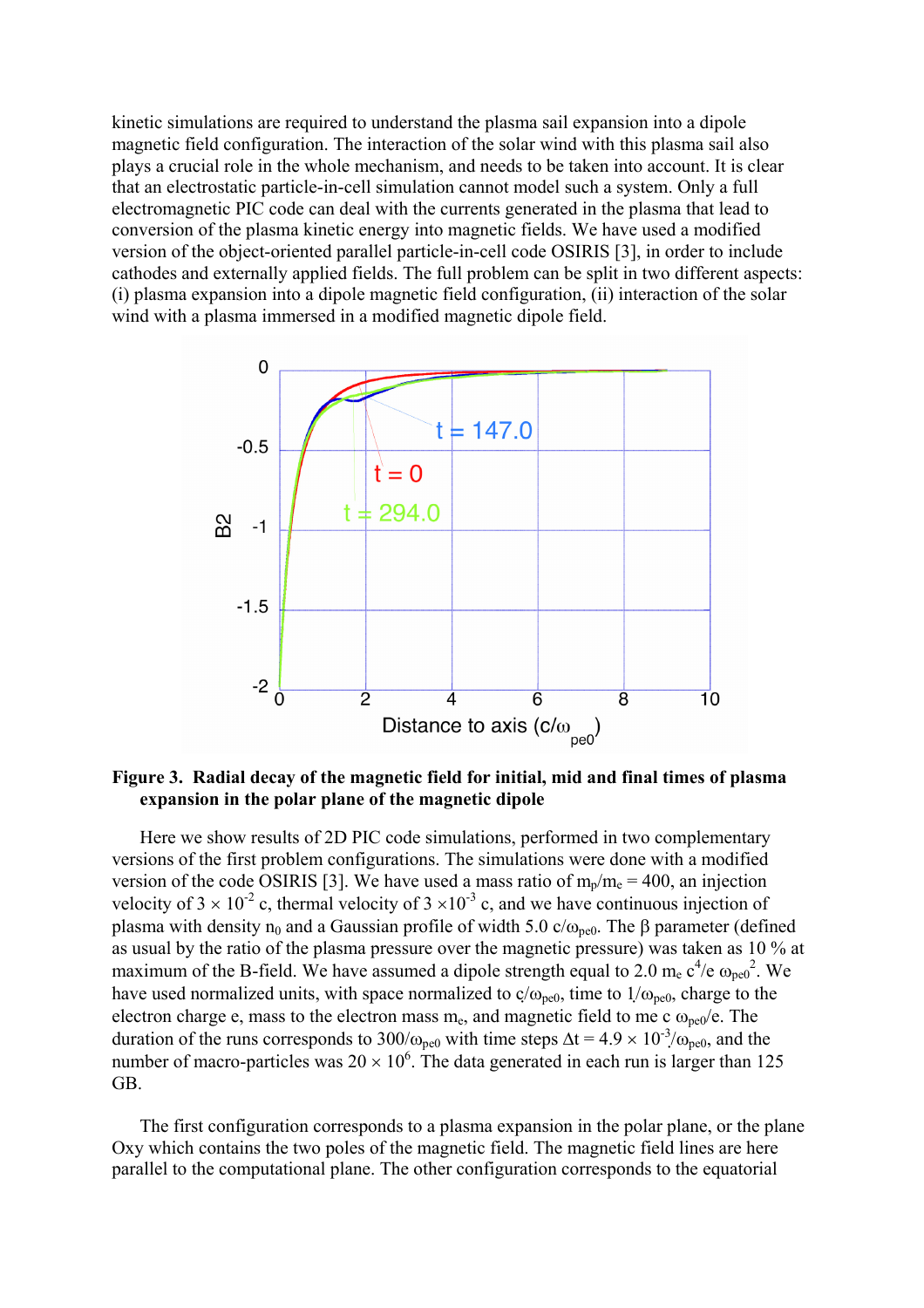kinetic simulations are required to understand the plasma sail expansion into a dipole magnetic field configuration. The interaction of the solar wind with this plasma sail also plays a crucial role in the whole mechanism, and needs to be taken into account. It is clear that an electrostatic particle-in-cell simulation cannot model such a system. Only a full electromagnetic PIC code can deal with the currents generated in the plasma that lead to conversion of the plasma kinetic energy into magnetic fields. We have used a modified version of the object-oriented parallel particle-in-cell code OSIRIS [3], in order to include cathodes and externally applied fields. The full problem can be split in two different aspects: (i) plasma expansion into a dipole magnetic field configuration, (ii) interaction of the solar wind with a plasma immersed in a modified magnetic dipole field.

**Figure 3. Radial decay of the magnetic field for initial, mid and final times of plasma expansion in the polar plane of the magnetic dipole**

Here we show results of 2D PIC code simulations, performed in two complementary versions of the first problem configurations. The simulations were done with a modified version of the code OSIRIS [3]. We have used a mass ratio of $m_p/m_e = 400$, an injection velocity of $3 \times 10^{-2}$ c, thermal velocity of $3 \times 10^{-3}$ c, and we have continuous injection of plasma with density $n_0$ and a Gaussian profile of width 5.0 $c/\omega_{pe0}$. The $\beta$ parameter (defined as usual by the ratio of the plasma pressure over the magnetic pressure) was taken as 10 % at maximum of the B-field. We have assumed a dipole strength equal to 2.0 $m_e c^4/e\, \omega_{pe0}^2$. We have used normalized units, with space normalized to $c/\omega_{pe0}$, time to $1/\omega_{pe0}$, charge to the electron charge e, mass to the electron mass $m_e$, and magnetic field to $m_e c\, \omega_{pe0}/e$. The duration of the runs corresponds to $300/\omega_{pe0}$ with time steps $\Delta t = 4.9 \times 10^{-3}/\omega_{pe0}$, and the number of macro-particles was $20 \times 10^6$. The data generated in each run is larger than 125 GB.

The first configuration corresponds to a plasma expansion in the polar plane, or the plane Oxy which contains the two poles of the magnetic field. The magnetic field lines are here parallel to the computational plane. The other configuration corresponds to the equatorial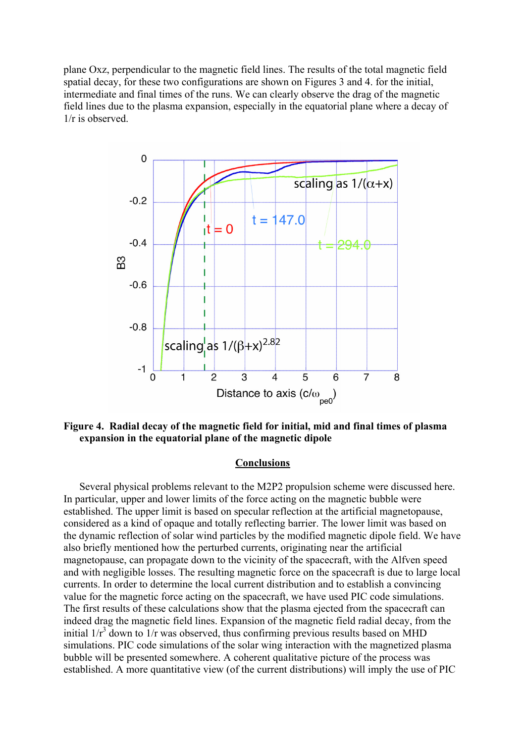plane Oxz, perpendicular to the magnetic field lines. The results of the total magnetic field spatial decay, for these two configurations are shown on Figures 3 and 4. for the initial, intermediate and final times of the runs. We can clearly observe the drag of the magnetic field lines due to the plasma expansion, especially in the equatorial plane where a decay of 1/r is observed.

**Figure 4. Radial decay of the magnetic field for initial, mid and final times of plasma expansion in the equatorial plane of the magnetic dipole**

## Conclusions

Several physical problems relevant to the M2P2 propulsion scheme were discussed here. In particular, upper and lower limits of the force acting on the magnetic bubble were established. The upper limit is based on specular reflection at the artificial magnetopause, considered as a kind of opaque and totally reflecting barrier. The lower limit was based on the dynamic reflection of solar wind particles by the modified magnetic dipole field. We have also briefly mentioned how the perturbed currents, originating near the artificial magnetopause, can propagate down to the vicinity of the spacecraft, with the Alfven speed and with negligible losses. The resulting magnetic force on the spacecraft is due to large local currents. In order to determine the local current distribution and to establish a convincing value for the magnetic force acting on the spacecraft, we have used PIC code simulations. The first results of these calculations show that the plasma ejected from the spacecraft can indeed drag the magnetic field lines. Expansion of the magnetic field radial decay, from the initial $1/r^3$ down to 1/r was observed, thus confirming previous results based on MHD simulations. PIC code simulations of the solar wing interaction with the magnetized plasma bubble will be presented somewhere. A coherent qualitative picture of the process was established. A more quantitative view (of the current distributions) will imply the use of PIC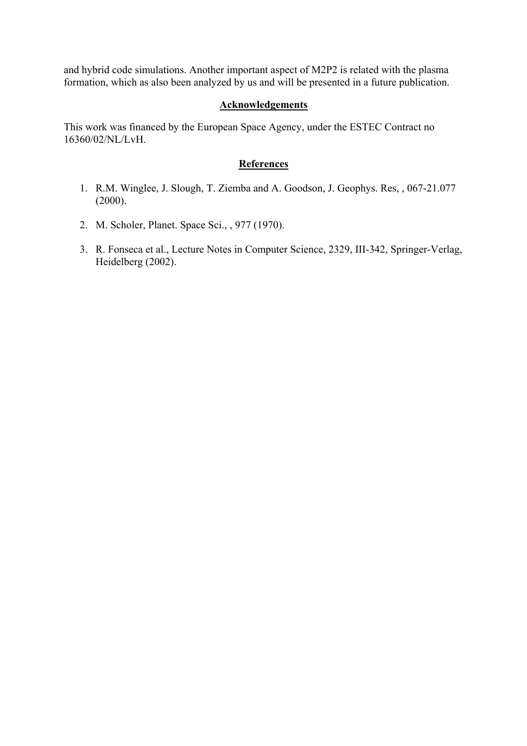and hybrid code simulations. Another important aspect of M2P2 is related with the plasma formation, which as also been analyzed by us and will be presented in a future publication.

## Acknowledgements

This work was financed by the European Space Agency, under the ESTEC Contract no 16360/02/NL/LvH.

## References

1. R.M. Winglee, J. Slough, T. Ziemba and A. Goodson, J. Geophys. Res, , 067-21.077 (2000).

2. M. Scholer, Planet. Space Sci., , 977 (1970).

3. R. Fonseca et al., Lecture Notes in Computer Science, 2329, III-342, Springer-Verlag, Heidelberg (2002).